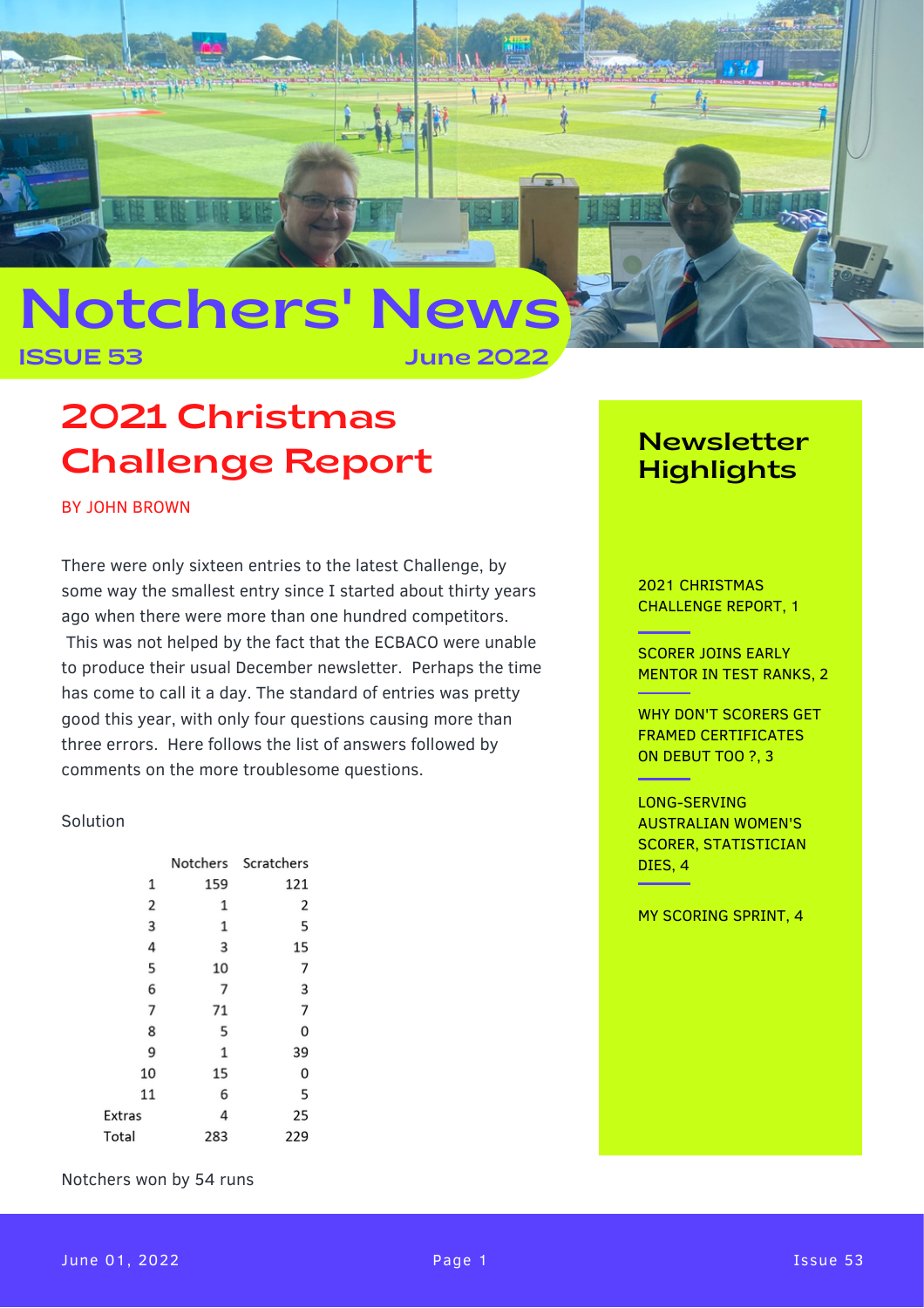# Notchers' News

**ISSUE 53** **June 2022**

## 2021 Christmas Challenge Report

BY JOHN BROWN

There were only sixteen entries to the latest Challenge, by some way the smallest entry since I started about thirty years ago when there were more than one hundred competitors. This was not helped by the fact that the ECBACO were unable to produce their usual December newsletter. Perhaps the time has come to call it a day. The standard of entries was pretty good this year, with only four questions causing more than three errors. Here follows the list of answers followed by comments on the more troublesome questions.

Solution

| | Notchers | Scratchers |
|---|---|---|
| 1 | 159 | 121 |
| 2 | 1 | 2 |
| 3 | 1 | 5 |
| 4 | 3 | 15 |
| 5 | 10 | 7 |
| 6 | 7 | 3 |
| 7 | 71 | 7 |
| 8 | 5 | 0 |
| 9 | 1 | 39 |
| 10 | 15 | 0 |
| 11 | 6 | 5 |
| Extras | 4 | 25 |
| Total | 283 | 229 |

Notchers won by 54 runs

### Newsletter Highlights

2021 CHRISTMAS CHALLENGE REPORT, 1

SCORER JOINS EARLY MENTOR IN TEST RANKS, 2

WHY DON'T SCORERS GET FRAMED CERTIFICATES ON DEBUT TOO ?, 3

LONG-SERVING AUSTRALIAN WOMEN'S SCORER, STATISTICIAN DIES, 4

MY SCORING SPRINT, 4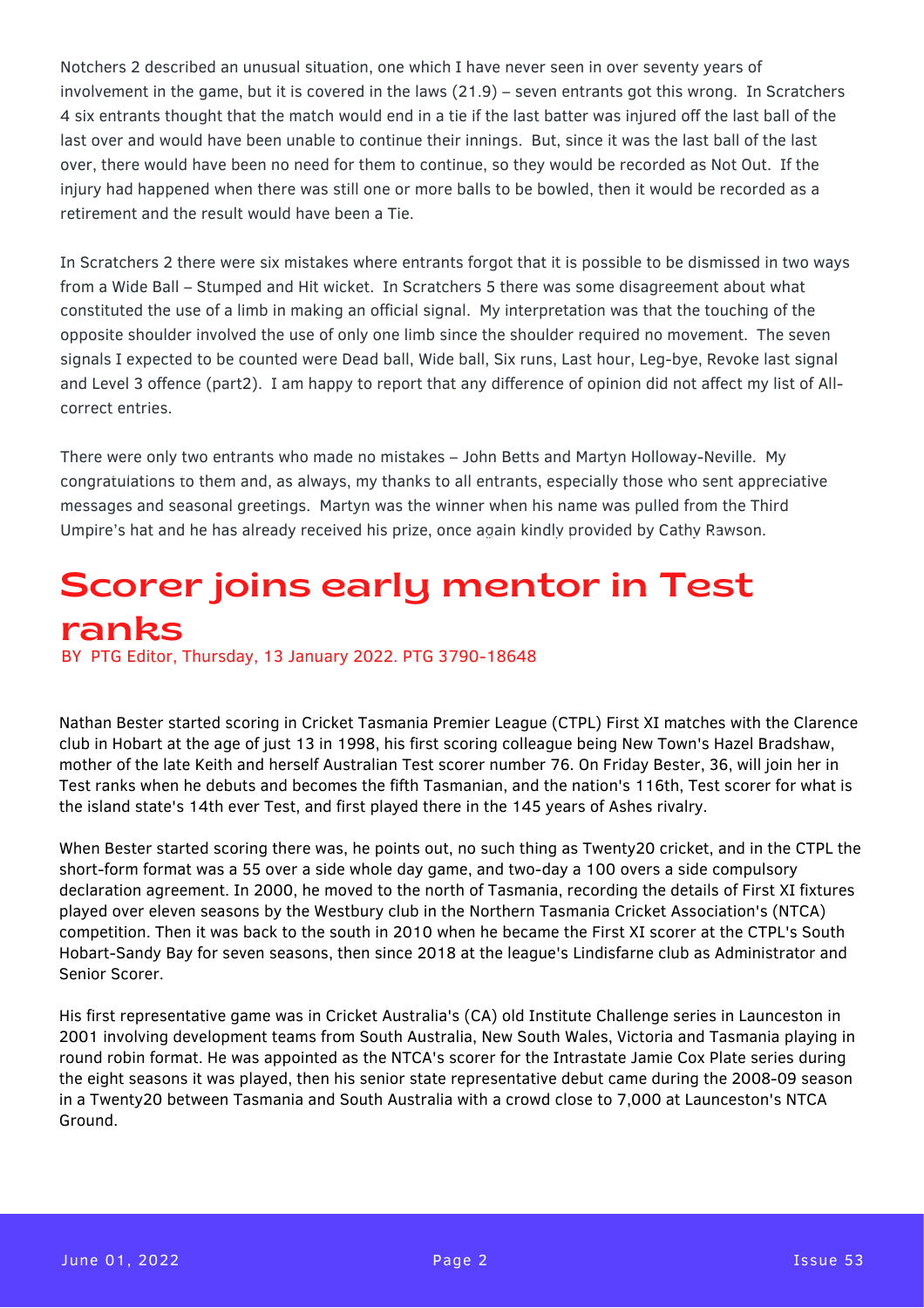Notchers 2 described an unusual situation, one which I have never seen in over seventy years of involvement in the game, but it is covered in the laws (21.9) – seven entrants got this wrong. In Scratchers 4 six entrants thought that the match would end in a tie if the last batter was injured off the last ball of the last over and would have been unable to continue their innings. But, since it was the last ball of the last over, there would have been no need for them to continue, so they would be recorded as Not Out. If the injury had happened when there was still one or more balls to be bowled, then it would be recorded as a retirement and the result would have been a Tie.

In Scratchers 2 there were six mistakes where entrants forgot that it is possible to be dismissed in two ways from a Wide Ball – Stumped and Hit wicket. In Scratchers 5 there was some disagreement about what constituted the use of a limb in making an official signal. My interpretation was that the touching of the opposite shoulder involved the use of only one limb since the shoulder required no movement. The seven signals I expected to be counted were Dead ball, Wide ball, Six runs, Last hour, Leg-bye, Revoke last signal and Level 3 offence (part2). I am happy to report that any difference of opinion did not affect my list of All-correct entries.

There were only two entrants who made no mistakes – John Betts and Martyn Holloway-Neville. My congratulations to them and, as always, my thanks to all entrants, especially those who sent appreciative messages and seasonal greetings. Martyn was the winner when his name was pulled from the Third Umpire's hat and he has already received his prize, once again kindly provided by Cathy Rawson.

# Scorer joins early mentor in Test ranks

BY PTG Editor, Thursday, 13 January 2022. PTG 3790-18648

Nathan Bester started scoring in Cricket Tasmania Premier League (CTPL) First XI matches with the Clarence club in Hobart at the age of just 13 in 1998, his first scoring colleague being New Town's Hazel Bradshaw, mother of the late Keith and herself Australian Test scorer number 76. On Friday Bester, 36, will join her in Test ranks when he debuts and becomes the fifth Tasmanian, and the nation's 116th, Test scorer for what is the island state's 14th ever Test, and first played there in the 145 years of Ashes rivalry.

When Bester started scoring there was, he points out, no such thing as Twenty20 cricket, and in the CTPL the short-form format was a 55 over a side whole day game, and two-day a 100 overs a side compulsory declaration agreement. In 2000, he moved to the north of Tasmania, recording the details of First XI fixtures played over eleven seasons by the Westbury club in the Northern Tasmania Cricket Association's (NTCA) competition. Then it was back to the south in 2010 when he became the First XI scorer at the CTPL's South Hobart-Sandy Bay for seven seasons, then since 2018 at the league's Lindisfarne club as Administrator and Senior Scorer.

His first representative game was in Cricket Australia's (CA) old Institute Challenge series in Launceston in 2001 involving development teams from South Australia, New South Wales, Victoria and Tasmania playing in round robin format. He was appointed as the NTCA's scorer for the Intrastate Jamie Cox Plate series during the eight seasons it was played, then his senior state representative debut came during the 2008-09 season in a Twenty20 between Tasmania and South Australia with a crowd close to 7,000 at Launceston's NTCA Ground.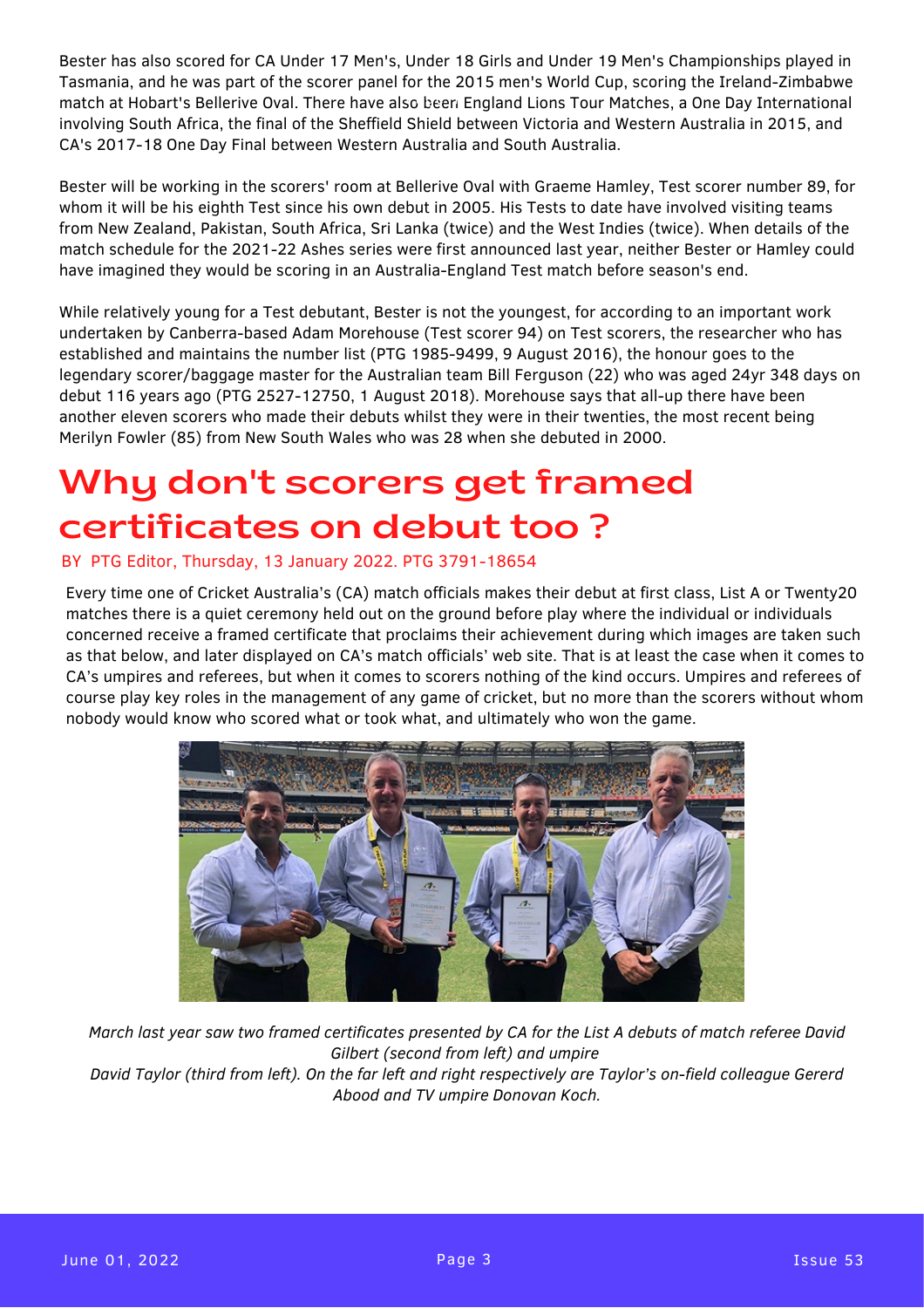Bester has also scored for CA Under 17 Men's, Under 18 Girls and Under 19 Men's Championships played in Tasmania, and he was part of the scorer panel for the 2015 men's World Cup, scoring the Ireland-Zimbabwe match at Hobart's Bellerive Oval. There have also been England Lions Tour Matches, a One Day International involving South Africa, the final of the Sheffield Shield between Victoria and Western Australia in 2015, and CA's 2017-18 One Day Final between Western Australia and South Australia.

Bester will be working in the scorers' room at Bellerive Oval with Graeme Hamley, Test scorer number 89, for whom it will be his eighth Test since his own debut in 2005. His Tests to date have involved visiting teams from New Zealand, Pakistan, South Africa, Sri Lanka (twice) and the West Indies (twice). When details of the match schedule for the 2021-22 Ashes series were first announced last year, neither Bester or Hamley could have imagined they would be scoring in an Australia-England Test match before season's end.

While relatively young for a Test debutant, Bester is not the youngest, for according to an important work undertaken by Canberra-based Adam Morehouse (Test scorer 94) on Test scorers, the researcher who has established and maintains the number list (PTG 1985-9499, 9 August 2016), the honour goes to the legendary scorer/baggage master for the Australian team Bill Ferguson (22) who was aged 24yr 348 days on debut 116 years ago (PTG 2527-12750, 1 August 2018). Morehouse says that all-up there have been another eleven scorers who made their debuts whilst they were in their twenties, the most recent being Merilyn Fowler (85) from New South Wales who was 28 when she debuted in 2000.

# Why don't scorers get framed certificates on debut too ?

BY PTG Editor, Thursday, 13 January 2022. PTG 3791-18654

Every time one of Cricket Australia's (CA) match officials makes their debut at first class, List A or Twenty20 matches there is a quiet ceremony held out on the ground before play where the individual or individuals concerned receive a framed certificate that proclaims their achievement during which images are taken such as that below, and later displayed on CA's match officials' web site. That is at least the case when it comes to CA's umpires and referees, but when it comes to scorers nothing of the kind occurs. Umpires and referees of course play key roles in the management of any game of cricket, but no more than the scorers without whom nobody would know who scored what or took what, and ultimately who won the game.

*March last year saw two framed certificates presented by CA for the List A debuts of match referee David Gilbert (second from left) and umpire David Taylor (third from left). On the far left and right respectively are Taylor's on-field colleague Gererd Abood and TV umpire Donovan Koch.*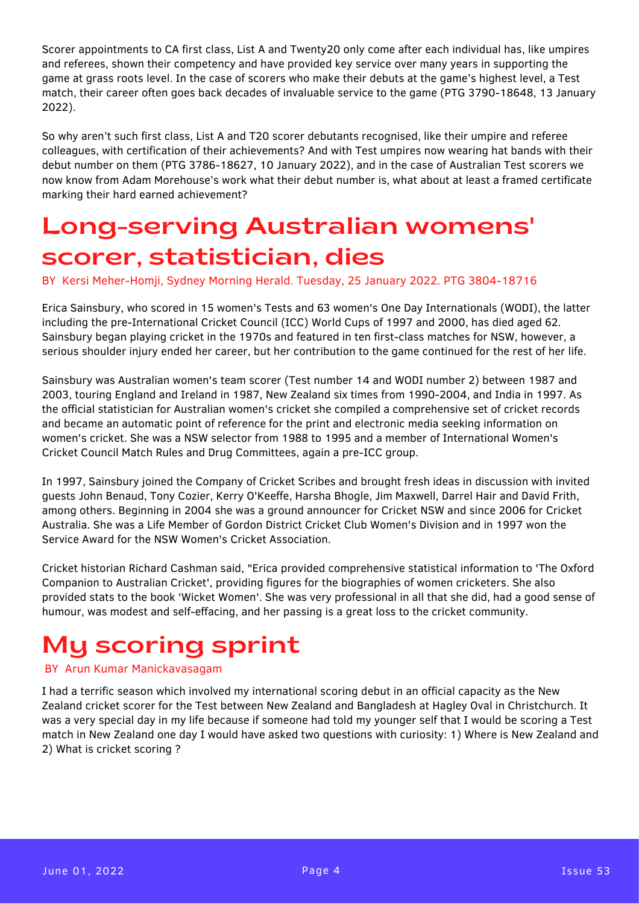Scorer appointments to CA first class, List A and Twenty20 only come after each individual has, like umpires and referees, shown their competency and have provided key service over many years in supporting the game at grass roots level. In the case of scorers who make their debuts at the game's highest level, a Test match, their career often goes back decades of invaluable service to the game (PTG 3790-18648, 13 January 2022).

So why aren't such first class, List A and T20 scorer debutants recognised, like their umpire and referee colleagues, with certification of their achievements? And with Test umpires now wearing hat bands with their debut number on them (PTG 3786-18627, 10 January 2022), and in the case of Australian Test scorers we now know from Adam Morehouse's work what their debut number is, what about at least a framed certificate marking their hard earned achievement?

# Long-serving Australian womens' scorer, statistician, dies

BY Kersi Meher-Homji, Sydney Morning Herald. Tuesday, 25 January 2022. PTG 3804-18716

Erica Sainsbury, who scored in 15 women's Tests and 63 women's One Day Internationals (WODI), the latter including the pre-International Cricket Council (ICC) World Cups of 1997 and 2000, has died aged 62. Sainsbury began playing cricket in the 1970s and featured in ten first-class matches for NSW, however, a serious shoulder injury ended her career, but her contribution to the game continued for the rest of her life.

Sainsbury was Australian women's team scorer (Test number 14 and WODI number 2) between 1987 and 2003, touring England and Ireland in 1987, New Zealand six times from 1990-2004, and India in 1997. As the official statistician for Australian women's cricket she compiled a comprehensive set of cricket records and became an automatic point of reference for the print and electronic media seeking information on women's cricket. She was a NSW selector from 1988 to 1995 and a member of International Women's Cricket Council Match Rules and Drug Committees, again a pre-ICC group.

In 1997, Sainsbury joined the Company of Cricket Scribes and brought fresh ideas in discussion with invited guests John Benaud, Tony Cozier, Kerry O'Keeffe, Harsha Bhogle, Jim Maxwell, Darrel Hair and David Frith, among others. Beginning in 2004 she was a ground announcer for Cricket NSW and since 2006 for Cricket Australia. She was a Life Member of Gordon District Cricket Club Women's Division and in 1997 won the Service Award for the NSW Women's Cricket Association.

Cricket historian Richard Cashman said, "Erica provided comprehensive statistical information to 'The Oxford Companion to Australian Cricket', providing figures for the biographies of women cricketers. She also provided stats to the book 'Wicket Women'. She was very professional in all that she did, had a good sense of humour, was modest and self-effacing, and her passing is a great loss to the cricket community.

# My scoring sprint

BY Arun Kumar Manickavasagam

I had a terrific season which involved my international scoring debut in an official capacity as the New Zealand cricket scorer for the Test between New Zealand and Bangladesh at Hagley Oval in Christchurch. It was a very special day in my life because if someone had told my younger self that I would be scoring a Test match in New Zealand one day I would have asked two questions with curiosity: 1) Where is New Zealand and 2) What is cricket scoring ?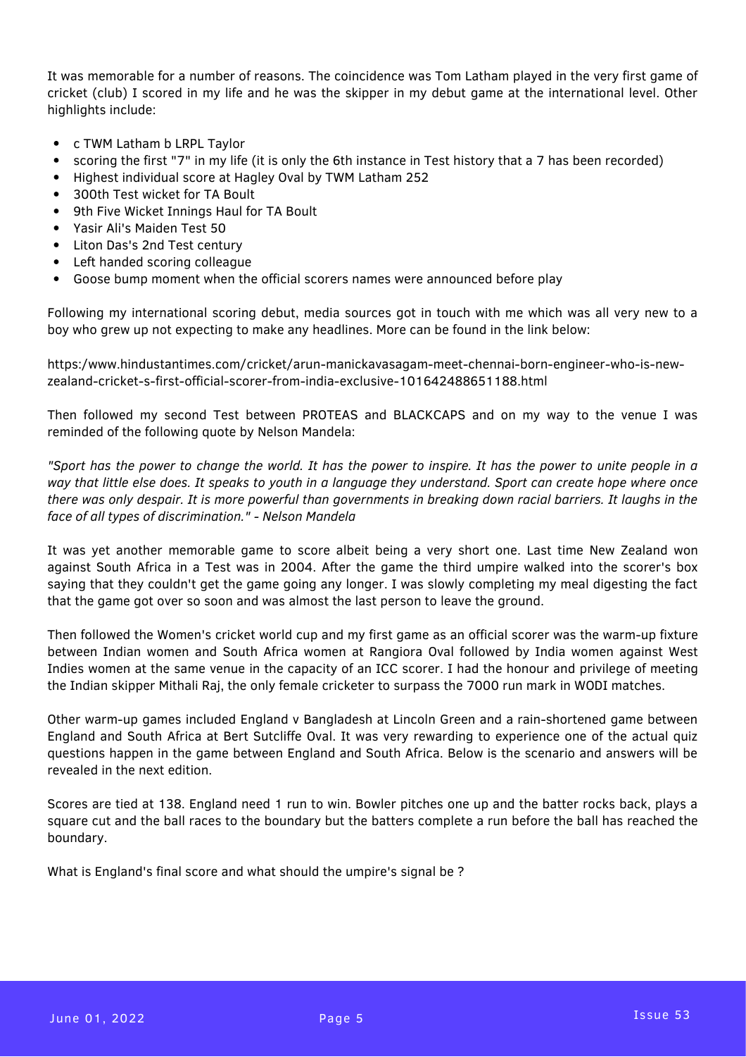It was memorable for a number of reasons. The coincidence was Tom Latham played in the very first game of cricket (club) I scored in my life and he was the skipper in my debut game at the international level. Other highlights include:

- c TWM Latham b LRPL Taylor
- scoring the first "7" in my life (it is only the 6th instance in Test history that a 7 has been recorded)
- Highest individual score at Hagley Oval by TWM Latham 252
- 300th Test wicket for TA Boult
- 9th Five Wicket Innings Haul for TA Boult
- Yasir Ali's Maiden Test 50
- Liton Das's 2nd Test century
- Left handed scoring colleague
- Goose bump moment when the official scorers names were announced before play

Following my international scoring debut, media sources got in touch with me which was all very new to a boy who grew up not expecting to make any headlines. More can be found in the link below:

https:/www.hindustantimes.com/cricket/arun-manickavasagam-meet-chennai-born-engineer-who-is-new-zealand-cricket-s-first-official-scorer-from-india-exclusive-101642488651188.html

Then followed my second Test between PROTEAS and BLACKCAPS and on my way to the venue I was reminded of the following quote by Nelson Mandela:

*"Sport has the power to change the world. It has the power to inspire. It has the power to unite people in a way that little else does. It speaks to youth in a language they understand. Sport can create hope where once there was only despair. It is more powerful than governments in breaking down racial barriers. It laughs in the face of all types of discrimination." - Nelson Mandela*

It was yet another memorable game to score albeit being a very short one. Last time New Zealand won against South Africa in a Test was in 2004. After the game the third umpire walked into the scorer's box saying that they couldn't get the game going any longer. I was slowly completing my meal digesting the fact that the game got over so soon and was almost the last person to leave the ground.

Then followed the Women's cricket world cup and my first game as an official scorer was the warm-up fixture between Indian women and South Africa women at Rangiora Oval followed by India women against West Indies women at the same venue in the capacity of an ICC scorer. I had the honour and privilege of meeting the Indian skipper Mithali Raj, the only female cricketer to surpass the 7000 run mark in WODI matches.

Other warm-up games included England v Bangladesh at Lincoln Green and a rain-shortened game between England and South Africa at Bert Sutcliffe Oval. It was very rewarding to experience one of the actual quiz questions happen in the game between England and South Africa. Below is the scenario and answers will be revealed in the next edition.

Scores are tied at 138. England need 1 run to win. Bowler pitches one up and the batter rocks back, plays a square cut and the ball races to the boundary but the batters complete a run before the ball has reached the boundary.

What is England's final score and what should the umpire's signal be ?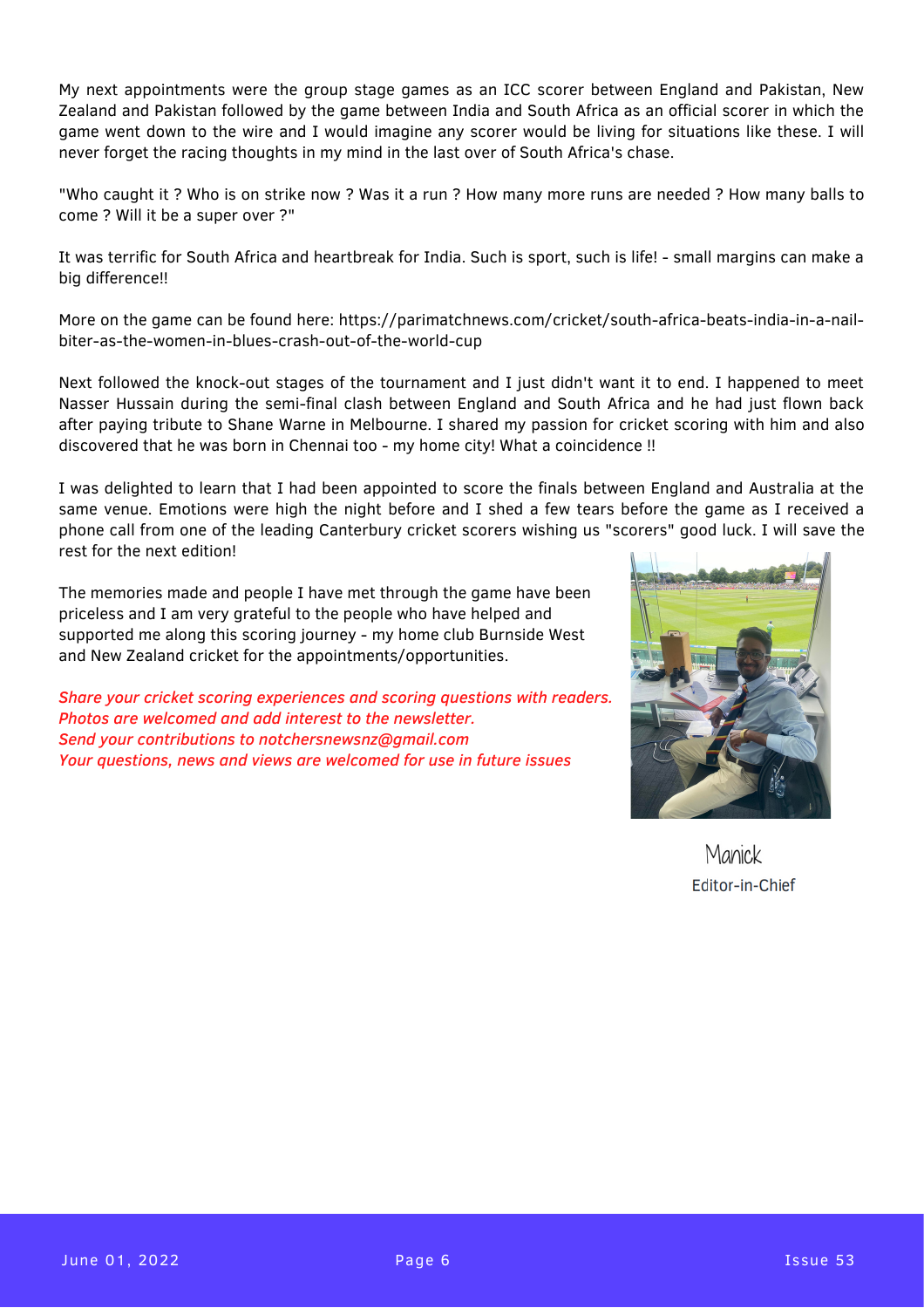My next appointments were the group stage games as an ICC scorer between England and Pakistan, New Zealand and Pakistan followed by the game between India and South Africa as an official scorer in which the game went down to the wire and I would imagine any scorer would be living for situations like these. I will never forget the racing thoughts in my mind in the last over of South Africa's chase.

"Who caught it ? Who is on strike now ? Was it a run ? How many more runs are needed ? How many balls to come ? Will it be a super over ?"

It was terrific for South Africa and heartbreak for India. Such is sport, such is life! - small margins can make a big difference!!

More on the game can be found here: https://parimatchnews.com/cricket/south-africa-beats-india-in-a-nail-biter-as-the-women-in-blues-crash-out-of-the-world-cup

Next followed the knock-out stages of the tournament and I just didn't want it to end. I happened to meet Nasser Hussain during the semi-final clash between England and South Africa and he had just flown back after paying tribute to Shane Warne in Melbourne. I shared my passion for cricket scoring with him and also discovered that he was born in Chennai too - my home city! What a coincidence !!

I was delighted to learn that I had been appointed to score the finals between England and Australia at the same venue. Emotions were high the night before and I shed a few tears before the game as I received a phone call from one of the leading Canterbury cricket scorers wishing us "scorers" good luck. I will save the rest for the next edition!

The memories made and people I have met through the game have been priceless and I am very grateful to the people who have helped and supported me along this scoring journey - my home club Burnside West and New Zealand cricket for the appointments/opportunities.

*Share your cricket scoring experiences and scoring questions with readers.*
*Photos are welcomed and add interest to the newsletter.*
*Send your contributions to notchersnewsnz@gmail.com*
*Your questions, news and views are welcomed for use in future issues*

Manick
Editor-in-Chief